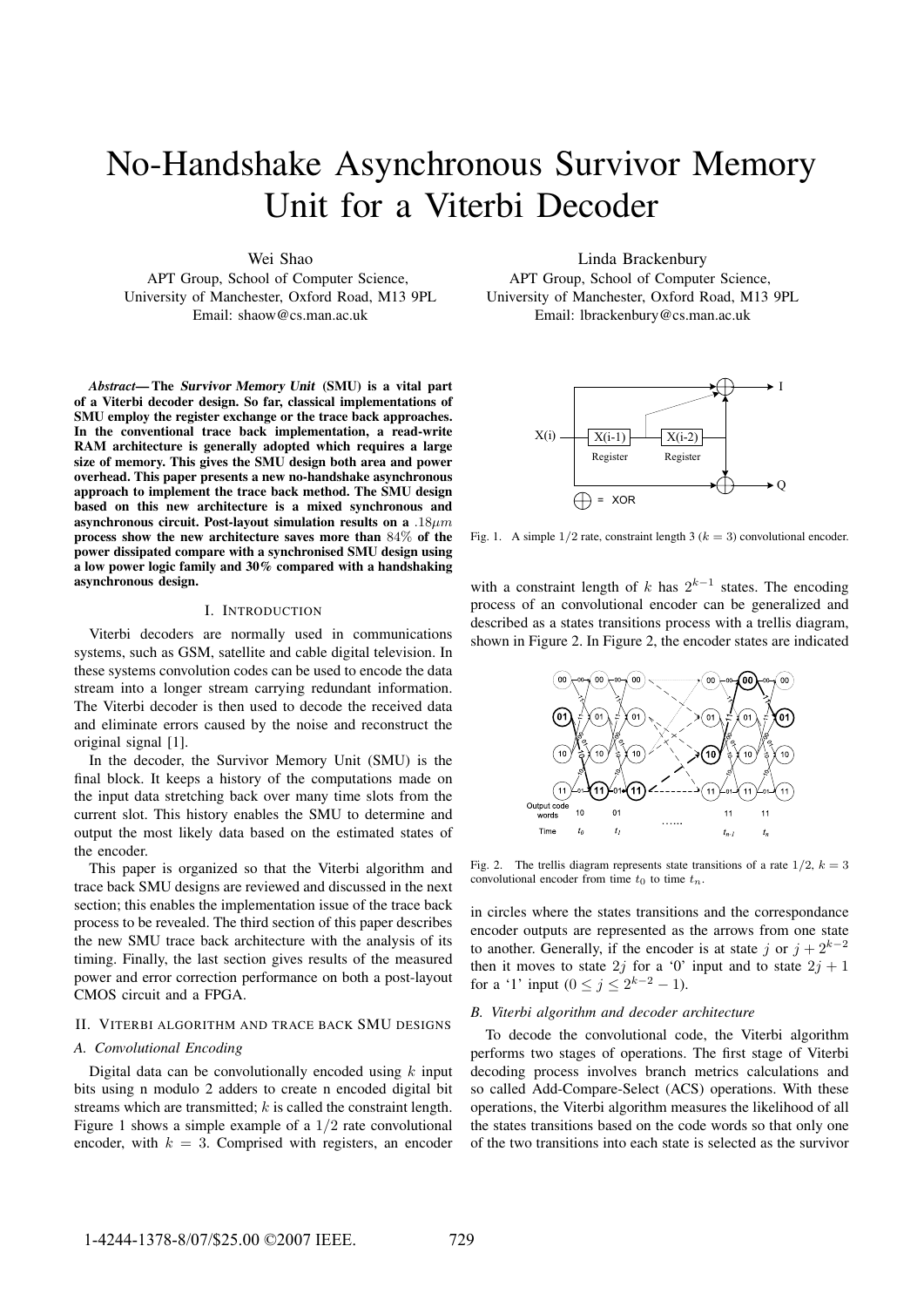# No-Handshake Asynchronous Survivor Memory Unit for a Viterbi Decoder

Wei Shao
APT Group, School of Computer Science,
University of Manchester, Oxford Road, M13 9PL
Email: shaow@cs.man.ac.uk

Linda Brackenbury
APT Group, School of Computer Science,
University of Manchester, Oxford Road, M13 9PL
Email: lbrackenbury@cs.man.ac.uk

***Abstract*— The *Survivor Memory Unit* (SMU) is a vital part of a Viterbi decoder design. So far, classical implementations of SMU employ the register exchange or the trace back approaches. In the conventional trace back implementation, a read-write RAM architecture is generally adopted which requires a large size of memory. This gives the SMU design both area and power overhead. This paper presents a new no-handshake asynchronous approach to implement the trace back method. The SMU design based on this new architecture is a mixed synchronous and asynchronous circuit. Post-layout simulation results on a $.18\mu m$ process show the new architecture saves more than $84\%$ of the power dissipated compare with a synchronised SMU design using a low power logic family and 30% compared with a handshaking asynchronous design.**

## I. Introduction

Viterbi decoders are normally used in communications systems, such as GSM, satellite and cable digital television. In these systems convolution codes can be used to encode the data stream into a longer stream carrying redundant information. The Viterbi decoder is then used to decode the received data and eliminate errors caused by the noise and reconstruct the original signal [1].

In the decoder, the Survivor Memory Unit (SMU) is the final block. It keeps a history of the computations made on the input data stretching back over many time slots from the current slot. This history enables the SMU to determine and output the most likely data based on the estimated states of the encoder.

This paper is organized so that the Viterbi algorithm and trace back SMU designs are reviewed and discussed in the next section; this enables the implementation issue of the trace back process to be revealed. The third section of this paper describes the new SMU trace back architecture with the analysis of its timing. Finally, the last section gives results of the measured power and error correction performance on both a post-layout CMOS circuit and a FPGA.

## II. Viterbi algorithm and trace back SMU designs

### A. Convolutional Encoding

Digital data can be convolutionally encoded using $k$ input bits using n modulo 2 adders to create n encoded digital bit streams which are transmitted; $k$ is called the constraint length. Figure 1 shows a simple example of a $1/2$ rate convolutional encoder, with $k = 3$. Comprised with registers, an encoder with a constraint length of $k$ has $2^{k-1}$ states. The encoding process of an convolutional encoder can be generalized and described as a states transitions process with a trellis diagram, shown in Figure 2. In Figure 2, the encoder states are indicated

Fig. 1. A simple $1/2$ rate, constraint length 3 ($k = 3$) convolutional encoder.

Fig. 2. The trellis diagram represents state transitions of a rate $1/2$, $k = 3$ convolutional encoder from time $t_0$ to time $t_n$.

in circles where the states transitions and the correspondance encoder outputs are represented as the arrows from one state to another. Generally, if the encoder is at state $j$ or $j + 2^{k-2}$ then it moves to state $2j$ for a '0' input and to state $2j + 1$ for a '1' input ($0 \leq j \leq 2^{k-2} - 1$).

### B. Viterbi algorithm and decoder architecture

To decode the convolutional code, the Viterbi algorithm performs two stages of operations. The first stage of Viterbi decoding process involves branch metrics calculations and so called Add-Compare-Select (ACS) operations. With these operations, the Viterbi algorithm measures the likelihood of all the states transitions based on the code words so that only one of the two transitions into each state is selected as the survivor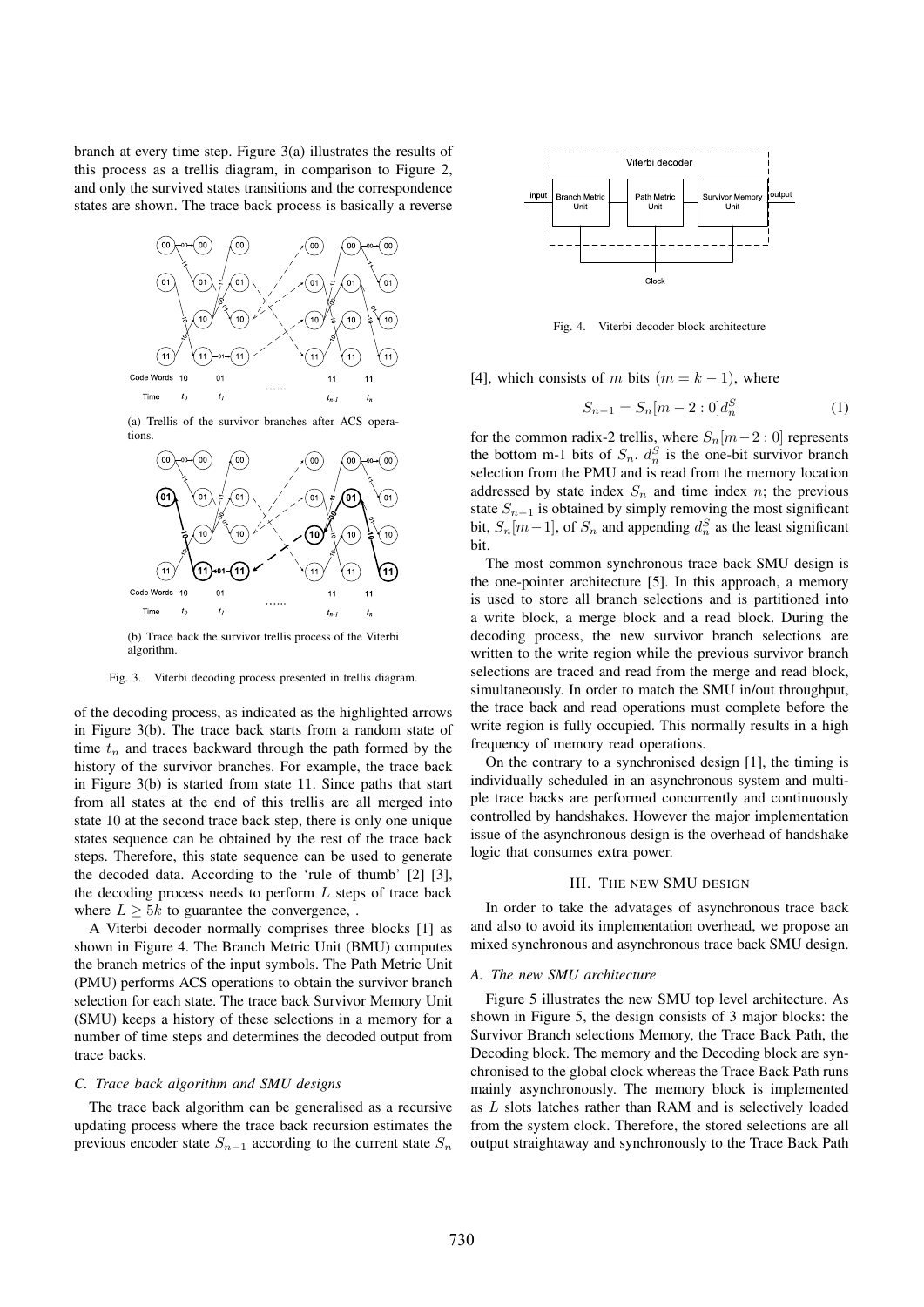branch at every time step. Figure 3(a) illustrates the results of this process as a trellis diagram, in comparison to Figure 2, and only the survived states transitions and the correspondence states are shown. The trace back process is basically a reverse of the decoding process, as indicated as the highlighted arrows in Figure 3(b). The trace back starts from a random state of time $t_n$ and traces backward through the path formed by the history of the survivor branches. For example, the trace back in Figure 3(b) is started from state 11. Since paths that start from all states at the end of this trellis are all merged into state 10 at the second trace back step, there is only one unique states sequence can be obtained by the rest of the trace back steps. Therefore, this state sequence can be used to generate the decoded data. According to the 'rule of thumb' [2] [3], the decoding process needs to perform $L$ steps of trace back where $L \geq 5k$ to guarantee the convergence, .

(a) Trellis of the survivor branches after ACS operations.

(b) Trace back the survivor trellis process of the Viterbi algorithm.

Fig. 3. Viterbi decoding process presented in trellis diagram.

A Viterbi decoder normally comprises three blocks [1] as shown in Figure 4. The Branch Metric Unit (BMU) computes the branch metrics of the input symbols. The Path Metric Unit (PMU) performs ACS operations to obtain the survivor branch selection for each state. The trace back Survivor Memory Unit (SMU) keeps a history of these selections in a memory for a number of time steps and determines the decoded output from trace backs.

Fig. 4. Viterbi decoder block architecture

### C. Trace back algorithm and SMU designs

The trace back algorithm can be generalised as a recursive updating process where the trace back recursion estimates the previous encoder state $S_{n-1}$ according to the current state $S_n$ [4], which consists of $m$ bits $(m = k-1)$, where

$$S_{n-1} = S_n[m-2:0]d_n^S \tag{1}$$

for the common radix-2 trellis, where $S_n[m-2:0]$ represents the bottom m-1 bits of $S_n$. $d_n^S$ is the one-bit survivor branch selection from the PMU and is read from the memory location addressed by state index $S_n$ and time index $n$; the previous state $S_{n-1}$ is obtained by simply removing the most significant bit, $S_n[m-1]$, of $S_n$ and appending $d_n^S$ as the least significant bit.

The most common synchronous trace back SMU design is the one-pointer architecture [5]. In this approach, a memory is used to store all branch selections and is partitioned into a write block, a merge block and a read block. During the decoding process, the new survivor branch selections are written to the write region while the previous survivor branch selections are traced and read from the merge and read block, simultaneously. In order to match the SMU in/out throughput, the trace back and read operations must complete before the write region is fully occupied. This normally results in a high frequency of memory read operations.

On the contrary to a synchronised design [1], the timing is individually scheduled in an asynchronous system and multiple trace backs are performed concurrently and continuously controlled by handshakes. However the major implementation issue of the asynchronous design is the overhead of handshake logic that consumes extra power.

## III. The new SMU design

In order to take the advatages of asynchronous trace back and also to avoid its implementation overhead, we propose an mixed synchronous and asynchronous trace back SMU design.

### A. The new SMU architecture

Figure 5 illustrates the new SMU top level architecture. As shown in Figure 5, the design consists of 3 major blocks: the Survivor Branch selections Memory, the Trace Back Path, the Decoding block. The memory and the Decoding block are synchronised to the global clock whereas the Trace Back Path runs mainly asynchronously. The memory block is implemented as $L$ slots latches rather than RAM and is selectively loaded from the system clock. Therefore, the stored selections are all output straightaway and synchronously to the Trace Back Path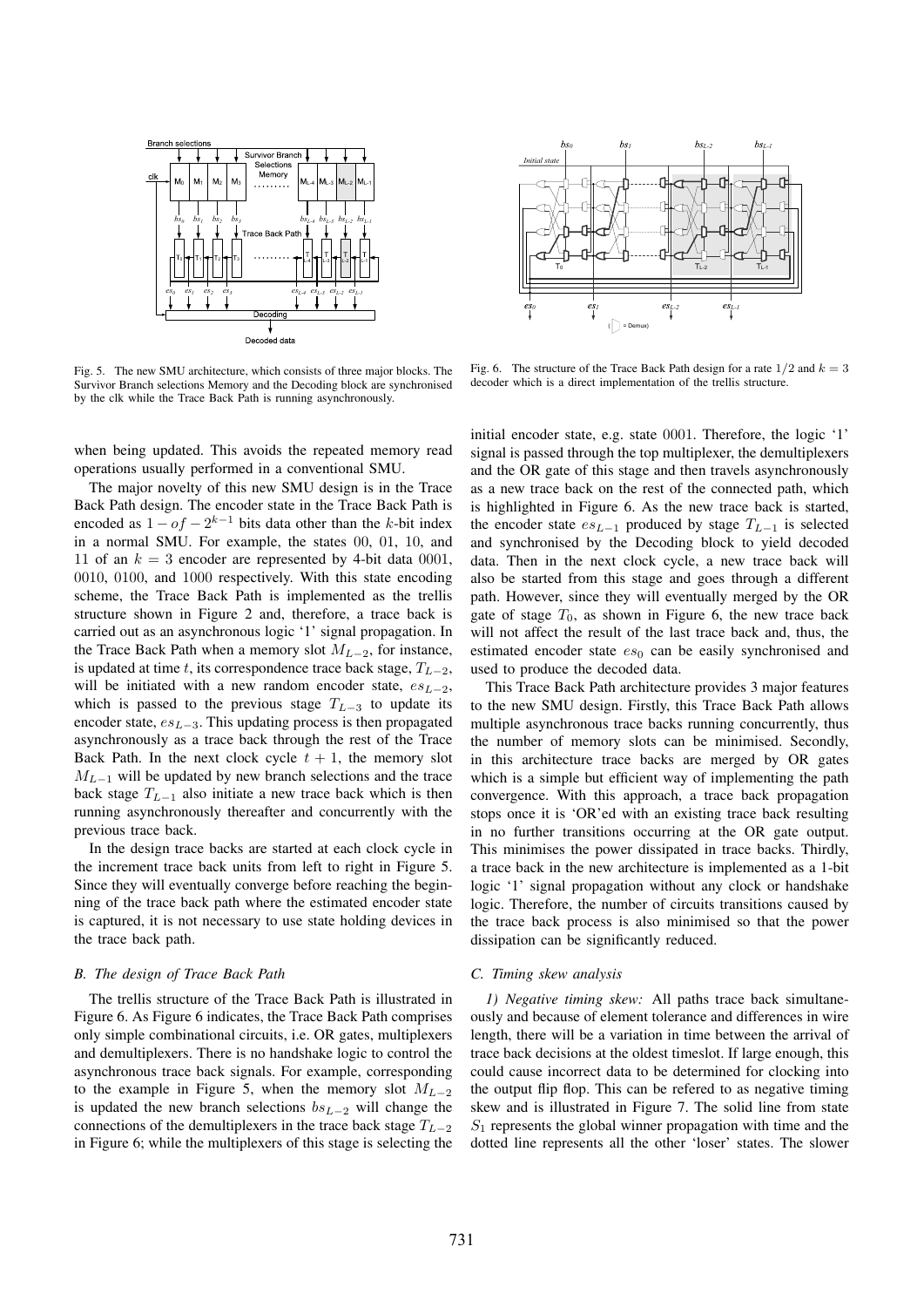Fig. 5. The new SMU architecture, which consists of three major blocks. The Survivor Branch selections Memory and the Decoding block are synchronised by the clk while the Trace Back Path is running asynchronously.

Fig. 6. The structure of the Trace Back Path design for a rate $1/2$ and $k = 3$ decoder which is a direct implementation of the trellis structure.

when being updated. This avoids the repeated memory read operations usually performed in a conventional SMU.

The major novelty of this new SMU design is in the Trace Back Path design. The encoder state in the Trace Back Path is encoded as $1 - of - 2^{k-1}$ bits data other than the $k$-bit index in a normal SMU. For example, the states 00, 01, 10, and 11 of an $k = 3$ encoder are represented by 4-bit data 0001, 0010, 0100, and 1000 respectively. With this state encoding scheme, the Trace Back Path is implemented as the trellis structure shown in Figure 2 and, therefore, a trace back is carried out as an asynchronous logic '1' signal propagation. In the Trace Back Path when a memory slot $M_{L-2}$, for instance, is updated at time $t$, its correspondence trace back stage, $T_{L-2}$, will be initiated with a new random encoder state, $es_{L-2}$, which is passed to the previous stage $T_{L-3}$ to update its encoder state, $es_{L-3}$. This updating process is then propagated asynchronously as a trace back through the rest of the Trace Back Path. In the next clock cycle $t + 1$, the memory slot $M_{L-1}$ will be updated by new branch selections and the trace back stage $T_{L-1}$ also initiate a new trace back which is then running asynchronously thereafter and concurrently with the previous trace back.

In the design trace backs are started at each clock cycle in the increment trace back units from left to right in Figure 5. Since they will eventually converge before reaching the beginning of the trace back path where the estimated encoder state is captured, it is not necessary to use state holding devices in the trace back path.

### B. The design of Trace Back Path

The trellis structure of the Trace Back Path is illustrated in Figure 6. As Figure 6 indicates, the Trace Back Path comprises only simple combinational circuits, i.e. OR gates, multiplexers and demultiplexers. There is no handshake logic to control the asynchronous trace back signals. For example, corresponding to the example in Figure 5, when the memory slot $M_{L-2}$ is updated the new branch selections $bs_{L-2}$ will change the connections of the demultiplexers in the trace back stage $T_{L-2}$ in Figure 6; while the multiplexers of this stage is selecting the initial encoder state, e.g. state 0001. Therefore, the logic '1' signal is passed through the top multiplexer, the demultiplexers and the OR gate of this stage and then travels asynchronously as a new trace back on the rest of the connected path, which is highlighted in Figure 6. As the new trace back is started, the encoder state $es_{L-1}$ produced by stage $T_{L-1}$ is selected and synchronised by the Decoding block to yield decoded data. Then in the next clock cycle, a new trace back will also be started from this stage and goes through a different path. However, since they will eventually merged by the OR gate of stage $T_0$, as shown in Figure 6, the new trace back will not affect the result of the last trace back and, thus, the estimated encoder state $es_0$ can be easily synchronised and used to produce the decoded data.

This Trace Back Path architecture provides 3 major features to the new SMU design. Firstly, this Trace Back Path allows multiple asynchronous trace backs running concurrently, thus the number of memory slots can be minimised. Secondly, in this architecture trace backs are merged by OR gates which is a simple but efficient way of implementing the path convergence. With this approach, a trace back propagation stops once it is 'OR'ed with an existing trace back resulting in no further transitions occurring at the OR gate output. This minimises the power dissipated in trace backs. Thirdly, a trace back in the new architecture is implemented as a 1-bit logic '1' signal propagation without any clock or handshake logic. Therefore, the number of circuits transitions caused by the trace back process is also minimised so that the power dissipation can be significantly reduced.

### C. Timing skew analysis

*1) Negative timing skew:* All paths trace back simultaneously and because of element tolerance and differences in wire length, there will be a variation in time between the arrival of trace back decisions at the oldest timeslot. If large enough, this could cause incorrect data to be determined for clocking into the output flip flop. This can be refered to as negative timing skew and is illustrated in Figure 7. The solid line from state $S_1$ represents the global winner propagation with time and the dotted line represents all the other 'loser' states. The slower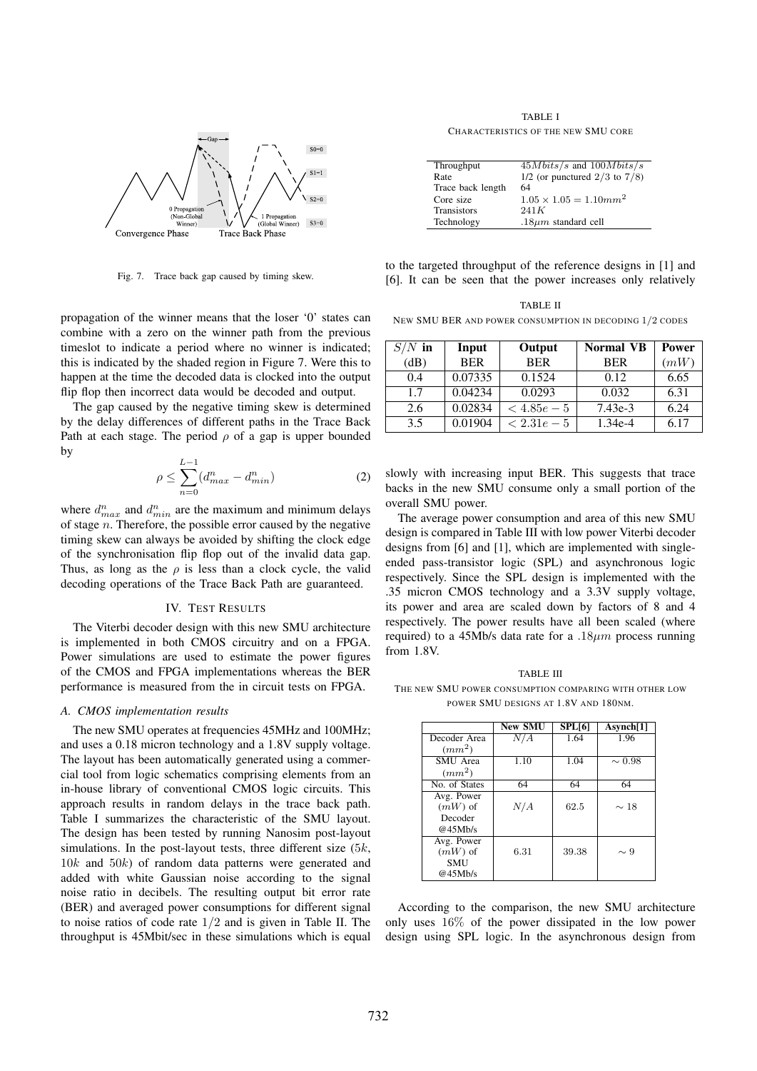Fig. 7. Trace back gap caused by timing skew.

propagation of the winner means that the loser '0' states can combine with a zero on the winner path from the previous timeslot to indicate a period where no winner is indicated; this is indicated by the shaded region in Figure 7. Were this to happen at the time the decoded data is clocked into the output flip flop then incorrect data would be decoded and output.

The gap caused by the negative timing skew is determined by the delay differences of different paths in the Trace Back Path at each stage. The period $\rho$ of a gap is upper bounded by

$$\rho \leq \sum_{n=0}^{L-1}(d^n_{max} - d^n_{min}) \tag{2}$$

where $d^n_{max}$ and $d^n_{min}$ are the maximum and minimum delays of stage $n$. Therefore, the possible error caused by the negative timing skew can always be avoided by shifting the clock edge of the synchronisation flip flop out of the invalid data gap. Thus, as long as the $\rho$ is less than a clock cycle, the valid decoding operations of the Trace Back Path are guaranteed.

## IV. Test Results

The Viterbi decoder design with this new SMU architecture is implemented in both CMOS circuitry and on a FPGA. Power simulations are used to estimate the power figures of the CMOS and FPGA implementations whereas the BER performance is measured from the in circuit tests on FPGA.

### A. CMOS implementation results

The new SMU operates at frequencies 45MHz and 100MHz; and uses a 0.18 micron technology and a 1.8V supply voltage. The layout has been automatically generated using a commercial tool from logic schematics comprising elements from an in-house library of conventional CMOS logic circuits. This approach results in random delays in the trace back path. Table I summarizes the characteristic of the SMU layout. The design has been tested by running Nanosim post-layout simulations. In the post-layout tests, three different size ($5k$, $10k$ and $50k$) of random data patterns were generated and added with white Gaussian noise according to the signal noise ratio in decibels. The resulting output bit error rate (BER) and averaged power consumptions for different signal to noise ratios of code rate $1/2$ and is given in Table II. The throughput is 45Mbit/sec in these simulations which is equal to the targeted throughput of the reference designs in [1] and [6]. It can be seen that the power increases only relatively slowly with increasing input BER. This suggests that trace backs in the new SMU consume only a small portion of the overall SMU power.

TABLE I
Characteristics of the new SMU core

| | |
|---|---|
| Throughput | $45Mbits/s$ and $100Mbits/s$ |
| Rate | 1/2 (or punctured $2/3$ to $7/8$) |
| Trace back length | 64 |
| Core size | $1.05 \times 1.05 = 1.10mm^2$ |
| Transistors | $241K$ |
| Technology | $.18\mu m$ standard cell |

TABLE II
New SMU BER and power consumption in decoding $1/2$ codes

| $S/N$ in (dB) | Input BER | Output BER | Normal VB BER | Power ($mW$) |
|---|---|---|---|---|
| 0.4 | 0.07335 | 0.1524 | 0.12 | 6.65 |
| 1.7 | 0.04234 | 0.0293 | 0.032 | 6.31 |
| 2.6 | 0.02834 | $< 4.85e-5$ | 7.43e-3 | 6.24 |
| 3.5 | 0.01904 | $< 2.31e-5$ | 1.34e-4 | 6.17 |

The average power consumption and area of this new SMU design is compared in Table III with low power Viterbi decoder designs from [6] and [1], which are implemented with single-ended pass-transistor logic (SPL) and asynchronous logic respectively. Since the SPL design is implemented with the .35 micron CMOS technology and a 3.3V supply voltage, its power and area are scaled down by factors of 8 and 4 respectively. The power results have all been scaled (where required) to a 45Mb/s data rate for a $.18\mu m$ process running from 1.8V.

TABLE III
The new SMU power consumption comparing with other low power SMU designs at 1.8V and 180nm.

| | New SMU | SPL[6] | Asynch[1] |
|---|---|---|---|
| Decoder Area ($mm^2$) | $N/A$ | 1.64 | 1.96 |
| SMU Area ($mm^2$) | 1.10 | 1.04 | $\sim 0.98$ |
| No. of States | 64 | 64 | 64 |
| Avg. Power ($mW$) of Decoder @45Mb/s | $N/A$ | 62.5 | $\sim 18$ |
| Avg. Power ($mW$) of SMU @45Mb/s | 6.31 | 39.38 | $\sim 9$ |

According to the comparison, the new SMU architecture only uses $16\%$ of the power dissipated in the low power design using SPL logic. In the asynchronous design from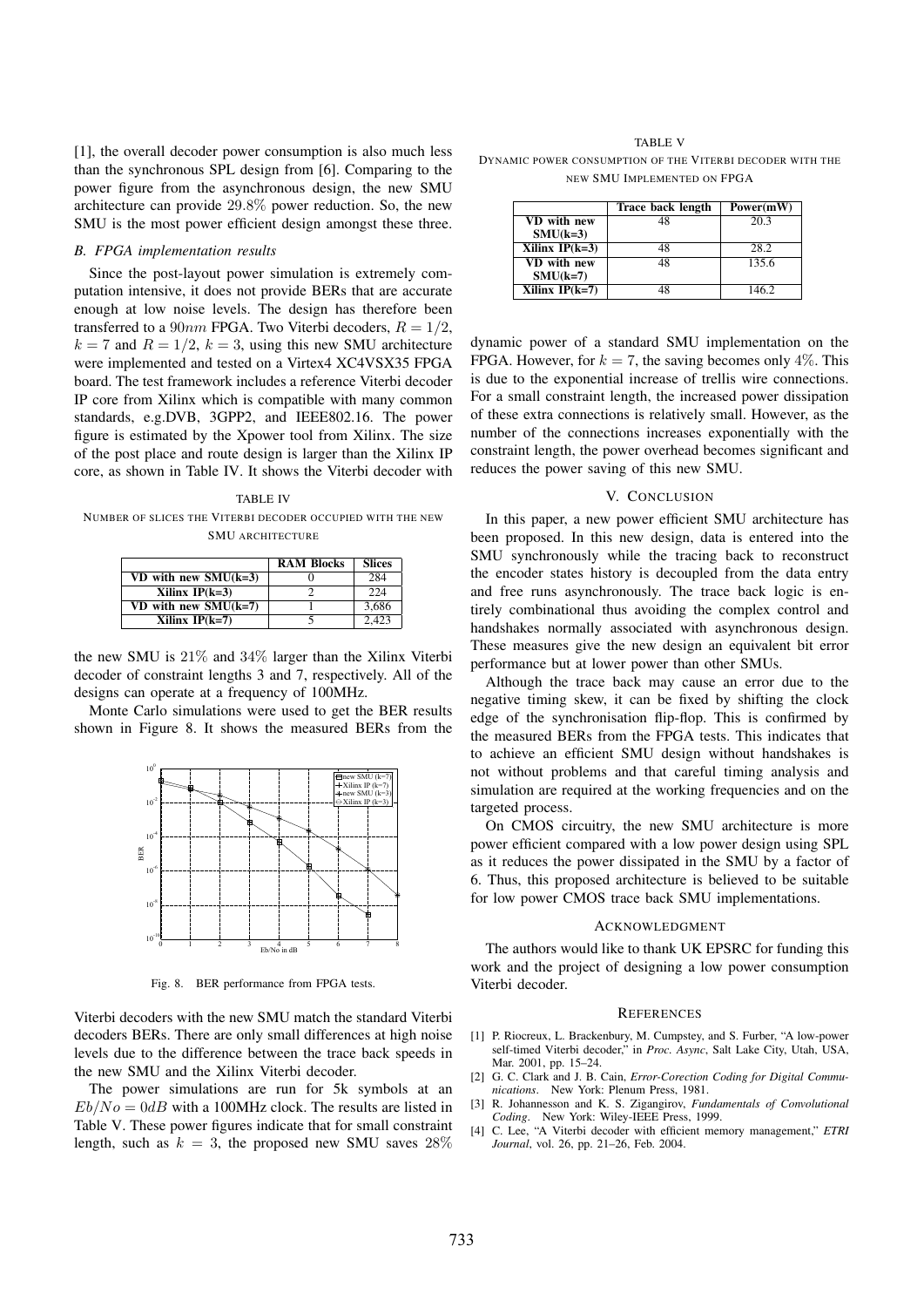[1], the overall decoder power consumption is also much less than the synchronous SPL design from [6]. Comparing to the power figure from the asynchronous design, the new SMU architecture can provide $29.8\%$ power reduction. So, the new SMU is the most power efficient design amongst these three.

### *B. FPGA implementation results*

Since the post-layout power simulation is extremely computation intensive, it does not provide BERs that are accurate enough at low noise levels. The design has therefore been transferred to a $90nm$ FPGA. Two Viterbi decoders, $R = 1/2$, $k = 7$ and $R = 1/2$, $k = 3$, using this new SMU architecture were implemented and tested on a Virtex4 XC4VSX35 FPGA board. The test framework includes a reference Viterbi decoder IP core from Xilinx which is compatible with many common standards, e.g.DVB, 3GPP2, and IEEE802.16. The power figure is estimated by the Xpower tool from Xilinx. The size of the post place and route design is larger than the Xilinx IP core, as shown in Table IV. It shows the Viterbi decoder with the new SMU is $21\%$ and $34\%$ larger than the Xilinx Viterbi decoder of constraint lengths 3 and 7, respectively. All of the designs can operate at a frequency of 100MHz.

TABLE IV
NUMBER OF SLICES THE VITERBI DECODER OCCUPIED WITH THE NEW SMU ARCHITECTURE

| | RAM Blocks | Slices |
|---|---|---|
| VD with new SMU(k=3) | 0 | 284 |
| Xilinx IP(k=3) | 2 | 224 |
| VD with new SMU(k=7) | 1 | 3,686 |
| Xilinx IP(k=7) | 5 | 2,423 |

Monte Carlo simulations were used to get the BER results shown in Figure 8. It shows the measured BERs from the Viterbi decoders with the new SMU match the standard Viterbi decoders BERs. There are only small differences at high noise levels due to the difference between the trace back speeds in the new SMU and the Xilinx Viterbi decoder.

Fig. 8. BER performance from FPGA tests.

The power simulations are run for 5k symbols at an $Eb/No = 0dB$ with a 100MHz clock. The results are listed in Table V. These power figures indicate that for small constraint length, such as $k = 3$, the proposed new SMU saves $28\%$ dynamic power of a standard SMU implementation on the FPGA. However, for $k = 7$, the saving becomes only $4\%$. This is due to the exponential increase of trellis wire connections. For a small constraint length, the increased power dissipation of these extra connections is relatively small. However, as the number of the connections increases exponentially with the constraint length, the power overhead becomes significant and reduces the power saving of this new SMU.

TABLE V
DYNAMIC POWER CONSUMPTION OF THE VITERBI DECODER WITH THE NEW SMU IMPLEMENTED ON FPGA

| | Trace back length | Power(mW) |
|---|---|---|
| VD with new SMU(k=3) | 48 | 20.3 |
| Xilinx IP(k=3) | 48 | 28.2 |
| VD with new SMU(k=7) | 48 | 135.6 |
| Xilinx IP(k=7) | 48 | 146.2 |

## V. CONCLUSION

In this paper, a new power efficient SMU architecture has been proposed. In this new design, data is entered into the SMU synchronously while the tracing back to reconstruct the encoder states history is decoupled from the data entry and free runs asynchronously. The trace back logic is entirely combinational thus avoiding the complex control and handshakes normally associated with asynchronous design. These measures give the new design an equivalent bit error performance but at lower power than other SMUs.

Although the trace back may cause an error due to the negative timing skew, it can be fixed by shifting the clock edge of the synchronisation flip-flop. This is confirmed by the measured BERs from the FPGA tests. This indicates that to achieve an efficient SMU design without handshakes is not without problems and that careful timing analysis and simulation are required at the working frequencies and on the targeted process.

On CMOS circuitry, the new SMU architecture is more power efficient compared with a low power design using SPL as it reduces the power dissipated in the SMU by a factor of 6. Thus, this proposed architecture is believed to be suitable for low power CMOS trace back SMU implementations.

## ACKNOWLEDGMENT

The authors would like to thank UK EPSRC for funding this work and the project of designing a low power consumption Viterbi decoder.

## REFERENCES

[1] P. Riocreux, L. Brackenbury, M. Cumpstey, and S. Furber, "A low-power self-timed Viterbi decoder," in *Proc. Async*, Salt Lake City, Utah, USA, Mar. 2001, pp. 15–24.

[2] G. C. Clark and J. B. Cain, *Error-Corection Coding for Digital Communications*. New York: Plenum Press, 1981.

[3] R. Johannesson and K. S. Zigangirov, *Fundamentals of Convolutional Coding*. New York: Wiley-IEEE Press, 1999.

[4] C. Lee, "A Viterbi decoder with efficient memory management," *ETRI Journal*, vol. 26, pp. 21–26, Feb. 2004.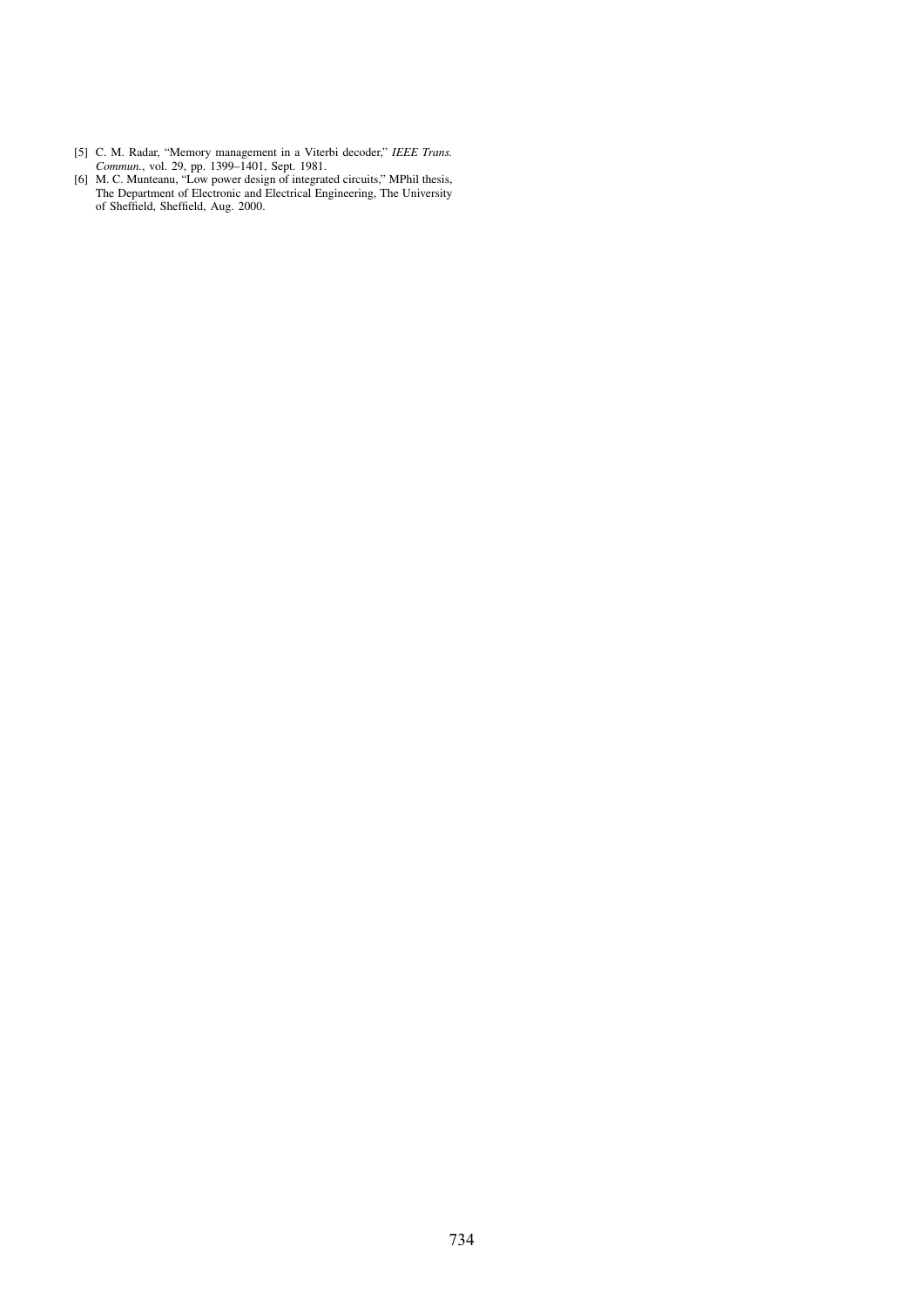[5] C. M. Radar, "Memory management in a Viterbi decoder," *IEEE Trans. Commun.*, vol. 29, pp. 1399–1401, Sept. 1981.

[6] M. C. Munteanu, "Low power design of integrated circuits," MPhil thesis, The Department of Electronic and Electrical Engineering, The University of Sheffield, Sheffield, Aug. 2000.